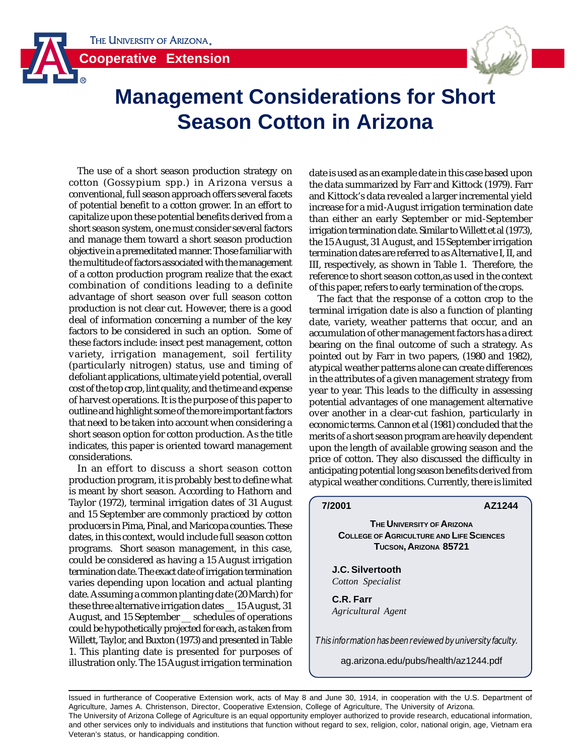The University of Arizona

Cooperative Extension

# Management Considerations for Short Season Cotton in Arizona

The use of a short season production strategy on cotton (Gossypium spp.) in Arizona versus a conventional, full season approach offers several facets of potential benefit to a cotton grower. In an effort to capitalize upon these potential benefits derived from a short season system, one must consider several factors and manage them toward a short season production objective in a premeditated manner. Those familiar with the multitude of factors associated with the management of a cotton production program realize that the exact combination of conditions leading to a definite advantage of short season over full season cotton production is not clear cut. However, there is a good deal of information concerning a number of the key factors to be considered in such an option. Some of these factors include: insect pest management, cotton variety, irrigation management, soil fertility (particularly nitrogen) status, use and timing of defoliant applications, ultimate yield potential, overall cost of the top crop, lint quality, and the time and expense of harvest operations. It is the purpose of this paper to outline and highlight some of the more important factors that need to be taken into account when considering a short season option for cotton production. As the title indicates, this paper is oriented toward management considerations.

In an effort to discuss a short season cotton production program, it is probably best to define what is meant by short season. According to Hathorn and Taylor (1972), terminal irrigation dates of 31 August and 15 September are commonly practiced by cotton producers in Pima, Pinal, and Maricopa counties. These dates, in this context, would include full season cotton programs. Short season management, in this case, could be considered as having a 15 August irrigation termination date. The exact date of irrigation termination varies depending upon location and actual planting date. Assuming a common planting date (20 March) for these three alternative irrigation dates __ 15 August, 31 August, and 15 September __ schedules of operations could be hypothetically projected for each, as taken from Willett, Taylor, and Buxton (1973) and presented in Table 1. This planting date is presented for purposes of illustration only. The 15 August irrigation termination date is used as an example date in this case based upon the data summarized by Farr and Kittock (1979). Farr and Kittock's data revealed a larger incremental yield increase for a mid-August irrigation termination date than either an early September or mid-September irrigation termination date. Similar to Willett et al (1973), the 15 August, 31 August, and 15 September irrigation termination dates are referred to as Alternative I, II, and III, respectively, as shown in Table 1. Therefore, the reference to short season cotton,as used in the context of this paper, refers to early termination of the crops.

The fact that the response of a cotton crop to the terminal irrigation date is also a function of planting date, variety, weather patterns that occur, and an accumulation of other management factors has a direct bearing on the final outcome of such a strategy. As pointed out by Farr in two papers, (1980 and 1982), atypical weather patterns alone can create differences in the attributes of a given management strategy from year to year. This leads to the difficulty in assessing potential advantages of one management alternative over another in a clear-cut fashion, particularly in economic terms. Cannon et al (1981) concluded that the merits of a short season program are heavily dependent upon the length of available growing season and the price of cotton. They also discussed the difficulty in anticipating potential long season benefits derived from atypical weather conditions. Currently, there is limited

**7/2001** **AZ1244**

**The University of Arizona**
**College of Agriculture and Life Sciences**
**Tucson, Arizona 85721**

**J.C. Silvertooth**
*Cotton Specialist*

**C.R. Farr**
*Agricultural Agent*

*This information has been reviewed by university faculty.*

ag.arizona.edu/pubs/health/az1244.pdf

Issued in furtherance of Cooperative Extension work, acts of May 8 and June 30, 1914, in cooperation with the U.S. Department of Agriculture, James A. Christenson, Director, Cooperative Extension, College of Agriculture, The University of Arizona.

The University of Arizona College of Agriculture is an equal opportunity employer authorized to provide research, educational information, and other services only to individuals and institutions that function without regard to sex, religion, color, national origin, age, Vietnam era Veteran's status, or handicapping condition.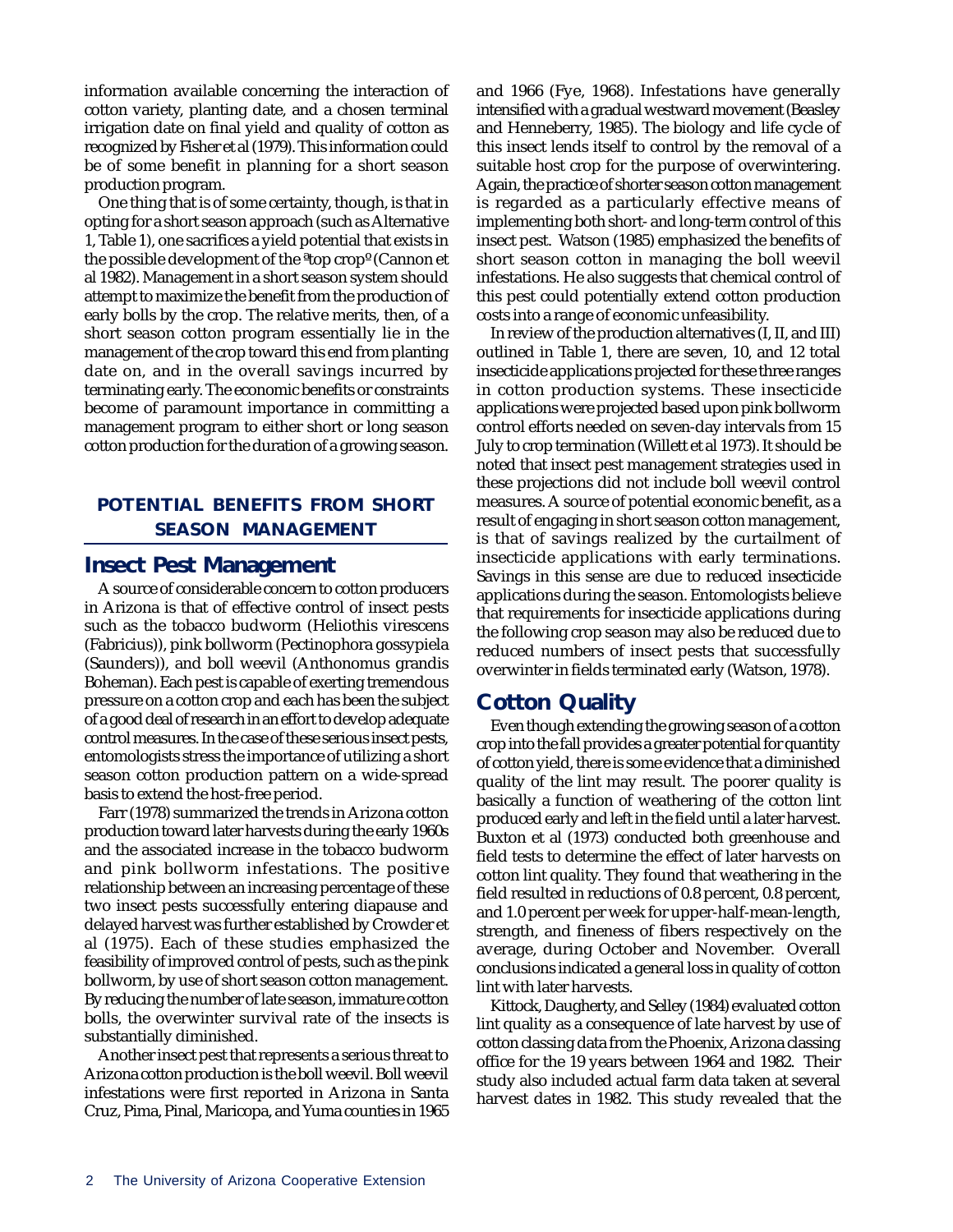information available concerning the interaction of cotton variety, planting date, and a chosen terminal irrigation date on final yield and quality of cotton as recognized by Fisher et al (1979). This information could be of some benefit in planning for a short season production program.

One thing that is of some certainty, though, is that in opting for a short season approach (such as Alternative 1, Table 1), one sacrifices a yield potential that exists in the possible development of the "top crop" (Cannon et al 1982). Management in a short season system should attempt to maximize the benefit from the production of early bolls by the crop. The relative merits, then, of a short season cotton program essentially lie in the management of the crop toward this end from planting date on, and in the overall savings incurred by terminating early. The economic benefits or constraints become of paramount importance in committing a management program to either short or long season cotton production for the duration of a growing season.

## POTENTIAL BENEFITS FROM SHORT SEASON MANAGEMENT

### Insect Pest Management

A source of considerable concern to cotton producers in Arizona is that of effective control of insect pests such as the tobacco budworm (Heliothis virescens (Fabricius)), pink bollworm (Pectinophora gossypiela (Saunders)), and boll weevil (Anthonomus grandis Boheman). Each pest is capable of exerting tremendous pressure on a cotton crop and each has been the subject of a good deal of research in an effort to develop adequate control measures. In the case of these serious insect pests, entomologists stress the importance of utilizing a short season cotton production pattern on a wide-spread basis to extend the host-free period.

Farr (1978) summarized the trends in Arizona cotton production toward later harvests during the early 1960s and the associated increase in the tobacco budworm and pink bollworm infestations. The positive relationship between an increasing percentage of these two insect pests successfully entering diapause and delayed harvest was further established by Crowder et al (1975). Each of these studies emphasized the feasibility of improved control of pests, such as the pink bollworm, by use of short season cotton management. By reducing the number of late season, immature cotton bolls, the overwinter survival rate of the insects is substantially diminished.

Another insect pest that represents a serious threat to Arizona cotton production is the boll weevil. Boll weevil infestations were first reported in Arizona in Santa Cruz, Pima, Pinal, Maricopa, and Yuma counties in 1965 and 1966 (Fye, 1968). Infestations have generally intensified with a gradual westward movement (Beasley and Henneberry, 1985). The biology and life cycle of this insect lends itself to control by the removal of a suitable host crop for the purpose of overwintering. Again, the practice of shorter season cotton management is regarded as a particularly effective means of implementing both short- and long-term control of this insect pest. Watson (1985) emphasized the benefits of short season cotton in managing the boll weevil infestations. He also suggests that chemical control of this pest could potentially extend cotton production costs into a range of economic unfeasibility.

In review of the production alternatives (I, II, and III) outlined in Table 1, there are seven, 10, and 12 total insecticide applications projected for these three ranges in cotton production systems. These insecticide applications were projected based upon pink bollworm control efforts needed on seven-day intervals from 15 July to crop termination (Willett et al 1973). It should be noted that insect pest management strategies used in these projections did not include boll weevil control measures. A source of potential economic benefit, as a result of engaging in short season cotton management, is that of savings realized by the curtailment of insecticide applications with early terminations. Savings in this sense are due to reduced insecticide applications during the season. Entomologists believe that requirements for insecticide applications during the following crop season may also be reduced due to reduced numbers of insect pests that successfully overwinter in fields terminated early (Watson, 1978).

### Cotton Quality

Even though extending the growing season of a cotton crop into the fall provides a greater potential for quantity of cotton yield, there is some evidence that a diminished quality of the lint may result. The poorer quality is basically a function of weathering of the cotton lint produced early and left in the field until a later harvest. Buxton et al (1973) conducted both greenhouse and field tests to determine the effect of later harvests on cotton lint quality. They found that weathering in the field resulted in reductions of 0.8 percent, 0.8 percent, and 1.0 percent per week for upper-half-mean-length, strength, and fineness of fibers respectively on the average, during October and November. Overall conclusions indicated a general loss in quality of cotton lint with later harvests.

Kittock, Daugherty, and Selley (1984) evaluated cotton lint quality as a consequence of late harvest by use of cotton classing data from the Phoenix, Arizona classing office for the 19 years between 1964 and 1982. Their study also included actual farm data taken at several harvest dates in 1982. This study revealed that the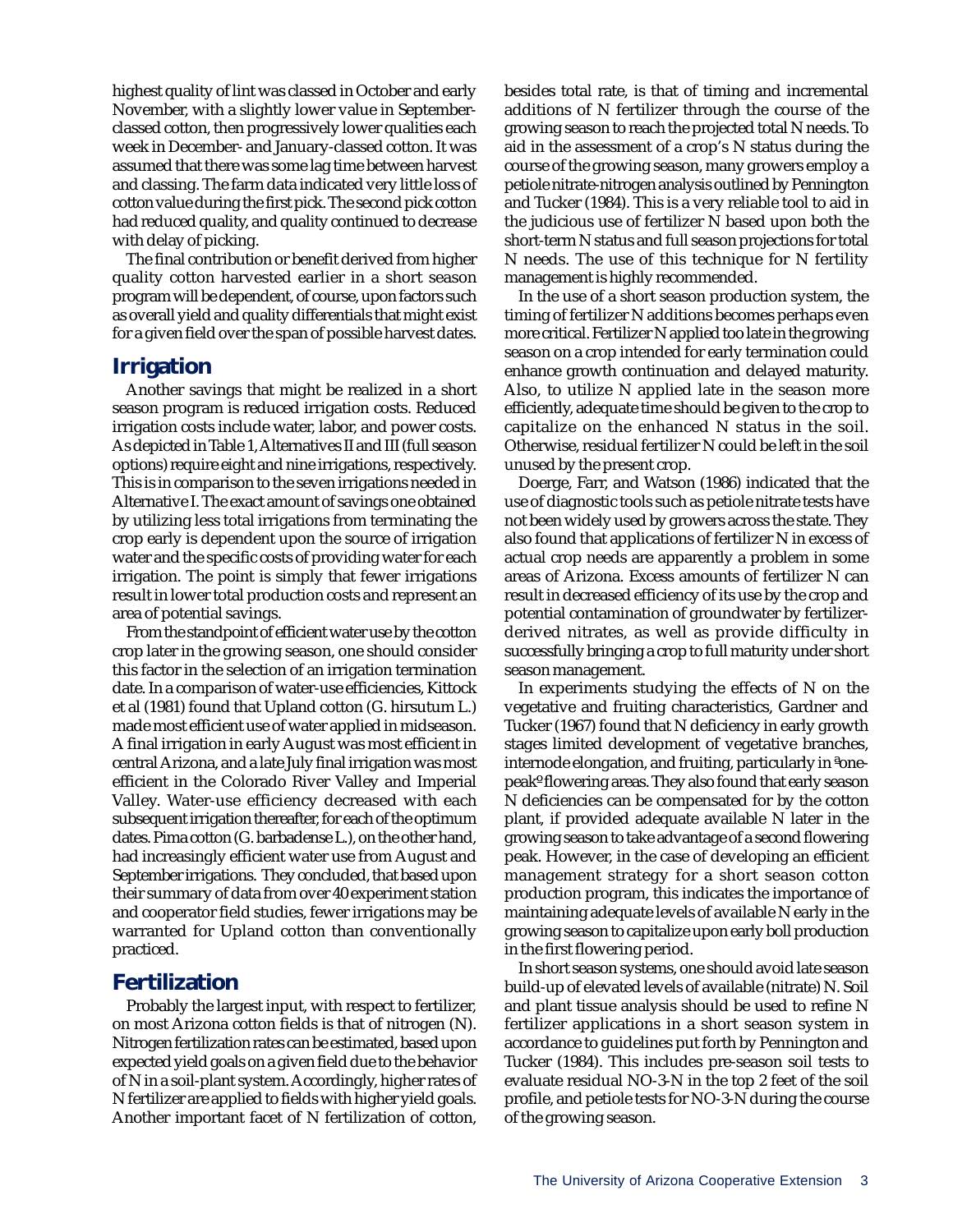highest quality of lint was classed in October and early November, with a slightly lower value in September-classed cotton, then progressively lower qualities each week in December- and January-classed cotton. It was assumed that there was some lag time between harvest and classing. The farm data indicated very little loss of cotton value during the first pick. The second pick cotton had reduced quality, and quality continued to decrease with delay of picking.

The final contribution or benefit derived from higher quality cotton harvested earlier in a short season program will be dependent, of course, upon factors such as overall yield and quality differentials that might exist for a given field over the span of possible harvest dates.

## Irrigation

Another savings that might be realized in a short season program is reduced irrigation costs. Reduced irrigation costs include water, labor, and power costs. As depicted in Table 1, Alternatives II and III (full season options) require eight and nine irrigations, respectively. This is in comparison to the seven irrigations needed in Alternative I. The exact amount of savings one obtained by utilizing less total irrigations from terminating the crop early is dependent upon the source of irrigation water and the specific costs of providing water for each irrigation. The point is simply that fewer irrigations result in lower total production costs and represent an area of potential savings.

From the standpoint of efficient water use by the cotton crop later in the growing season, one should consider this factor in the selection of an irrigation termination date. In a comparison of water-use efficiencies, Kittock et al (1981) found that Upland cotton (G. hirsutum L.) made most efficient use of water applied in midseason. A final irrigation in early August was most efficient in central Arizona, and a late July final irrigation was most efficient in the Colorado River Valley and Imperial Valley. Water-use efficiency decreased with each subsequent irrigation thereafter, for each of the optimum dates. Pima cotton (G. barbadense L.), on the other hand, had increasingly efficient water use from August and September irrigations. They concluded, that based upon their summary of data from over 40 experiment station and cooperator field studies, fewer irrigations may be warranted for Upland cotton than conventionally practiced.

## Fertilization

Probably the largest input, with respect to fertilizer, on most Arizona cotton fields is that of nitrogen (N). Nitrogen fertilization rates can be estimated, based upon expected yield goals on a given field due to the behavior of N in a soil-plant system. Accordingly, higher rates of N fertilizer are applied to fields with higher yield goals. Another important facet of N fertilization of cotton, besides total rate, is that of timing and incremental additions of N fertilizer through the course of the growing season to reach the projected total N needs. To aid in the assessment of a crop's N status during the course of the growing season, many growers employ a petiole nitrate-nitrogen analysis outlined by Pennington and Tucker (1984). This is a very reliable tool to aid in the judicious use of fertilizer N based upon both the short-term N status and full season projections for total N needs. The use of this technique for N fertility management is highly recommended.

In the use of a short season production system, the timing of fertilizer N additions becomes perhaps even more critical. Fertilizer N applied too late in the growing season on a crop intended for early termination could enhance growth continuation and delayed maturity. Also, to utilize N applied late in the season more efficiently, adequate time should be given to the crop to capitalize on the enhanced N status in the soil. Otherwise, residual fertilizer N could be left in the soil unused by the present crop.

Doerge, Farr, and Watson (1986) indicated that the use of diagnostic tools such as petiole nitrate tests have not been widely used by growers across the state. They also found that applications of fertilizer N in excess of actual crop needs are apparently a problem in some areas of Arizona. Excess amounts of fertilizer N can result in decreased efficiency of its use by the crop and potential contamination of groundwater by fertilizer-derived nitrates, as well as provide difficulty in successfully bringing a crop to full maturity under short season management.

In experiments studying the effects of N on the vegetative and fruiting characteristics, Gardner and Tucker (1967) found that N deficiency in early growth stages limited development of vegetative branches, internode elongation, and fruiting, particularly in "one-peak" flowering areas. They also found that early season N deficiencies can be compensated for by the cotton plant, if provided adequate available N later in the growing season to take advantage of a second flowering peak. However, in the case of developing an efficient management strategy for a short season cotton production program, this indicates the importance of maintaining adequate levels of available N early in the growing season to capitalize upon early boll production in the first flowering period.

In short season systems, one should avoid late season build-up of elevated levels of available (nitrate) N. Soil and plant tissue analysis should be used to refine N fertilizer applications in a short season system in accordance to guidelines put forth by Pennington and Tucker (1984). This includes pre-season soil tests to evaluate residual $NO_3$-N in the top 2 feet of the soil profile, and petiole tests for $NO_3$-N during the course of the growing season.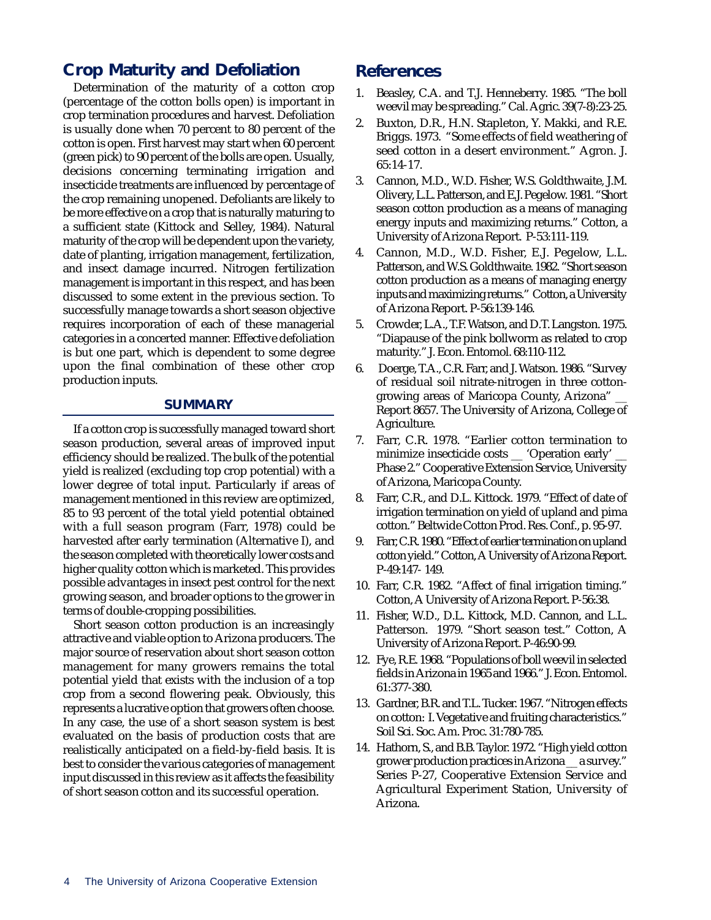## Crop Maturity and Defoliation

Determination of the maturity of a cotton crop (percentage of the cotton bolls open) is important in crop termination procedures and harvest. Defoliation is usually done when 70 percent to 80 percent of the cotton is open. First harvest may start when 60 percent (green pick) to 90 percent of the bolls are open. Usually, decisions concerning terminating irrigation and insecticide treatments are influenced by percentage of the crop remaining unopened. Defoliants are likely to be more effective on a crop that is naturally maturing to a sufficient state (Kittock and Selley, 1984). Natural maturity of the crop will be dependent upon the variety, date of planting, irrigation management, fertilization, and insect damage incurred. Nitrogen fertilization management is important in this respect, and has been discussed to some extent in the previous section. To successfully manage towards a short season objective requires incorporation of each of these managerial categories in a concerted manner. Effective defoliation is but one part, which is dependent to some degree upon the final combination of these other crop production inputs.

### SUMMARY

If a cotton crop is successfully managed toward short season production, several areas of improved input efficiency should be realized. The bulk of the potential yield is realized (excluding top crop potential) with a lower degree of total input. Particularly if areas of management mentioned in this review are optimized, 85 to 93 percent of the total yield potential obtained with a full season program (Farr, 1978) could be harvested after early termination (Alternative I), and the season completed with theoretically lower costs and higher quality cotton which is marketed. This provides possible advantages in insect pest control for the next growing season, and broader options to the grower in terms of double-cropping possibilities.

Short season cotton production is an increasingly attractive and viable option to Arizona producers. The major source of reservation about short season cotton management for many growers remains the total potential yield that exists with the inclusion of a top crop from a second flowering peak. Obviously, this represents a lucrative option that growers often choose. In any case, the use of a short season system is best evaluated on the basis of production costs that are realistically anticipated on a field-by-field basis. It is best to consider the various categories of management input discussed in this review as it affects the feasibility of short season cotton and its successful operation.

## References

1. Beasley, C.A. and T.J. Henneberry. 1985. "The boll weevil may be spreading." Cal. Agric. 39(7-8):23-25.
2. Buxton, D.R., H.N. Stapleton, Y. Makki, and R.E. Briggs. 1973. "Some effects of field weathering of seed cotton in a desert environment." Agron. J. 65:14-17.
3. Cannon, M.D., W.D. Fisher, W.S. Goldthwaite, J.M. Olivery, L.L. Patterson, and E.J. Pegelow. 1981. "Short season cotton production as a means of managing energy inputs and maximizing returns." Cotton, a University of Arizona Report. P-53:111-119.
4. Cannon, M.D., W.D. Fisher, E.J. Pegelow, L.L. Patterson, and W.S. Goldthwaite. 1982. "Short season cotton production as a means of managing energy inputs and maximizing returns." Cotton, a University of Arizona Report. P-56:139-146.
5. Crowder, L.A., T.F. Watson, and D.T. Langston. 1975. "Diapause of the pink bollworm as related to crop maturity." J. Econ. Entomol. 68:110-112.
6. Doerge, T.A., C.R. Farr, and J. Watson. 1986. "Survey of residual soil nitrate-nitrogen in three cotton-growing areas of Maricopa County, Arizona" __ Report 8657. The University of Arizona, College of Agriculture.
7. Farr, C.R. 1978. "Earlier cotton termination to minimize insecticide costs __ 'Operation early' __ Phase 2." Cooperative Extension Service, University of Arizona, Maricopa County.
8. Farr, C.R., and D.L. Kittock. 1979. "Effect of date of irrigation termination on yield of upland and pima cotton." Beltwide Cotton Prod. Res. Conf., p. 95-97.
9. Farr, C.R. 1980. "Effect of earlier termination on upland cotton yield." Cotton, A University of Arizona Report. P-49:147- 149.
10. Farr, C.R. 1982. "Affect of final irrigation timing." Cotton, A University of Arizona Report. P-56:38.
11. Fisher, W.D., D.L. Kittock, M.D. Cannon, and L.L. Patterson. 1979. "Short season test." Cotton, A University of Arizona Report. P-46:90-99.
12. Fye, R.E. 1968. "Populations of boll weevil in selected fields in Arizona in 1965 and 1966." J. Econ. Entomol. 61:377-380.
13. Gardner, B.R. and T.L. Tucker. 1967. "Nitrogen effects on cotton: I. Vegetative and fruiting characteristics." Soil Sci. Soc. Am. Proc. 31:780-785.
14. Hathorn, S., and B.B. Taylor. 1972. "High yield cotton grower production practices in Arizona __ a survey." Series P-27, Cooperative Extension Service and Agricultural Experiment Station, University of Arizona.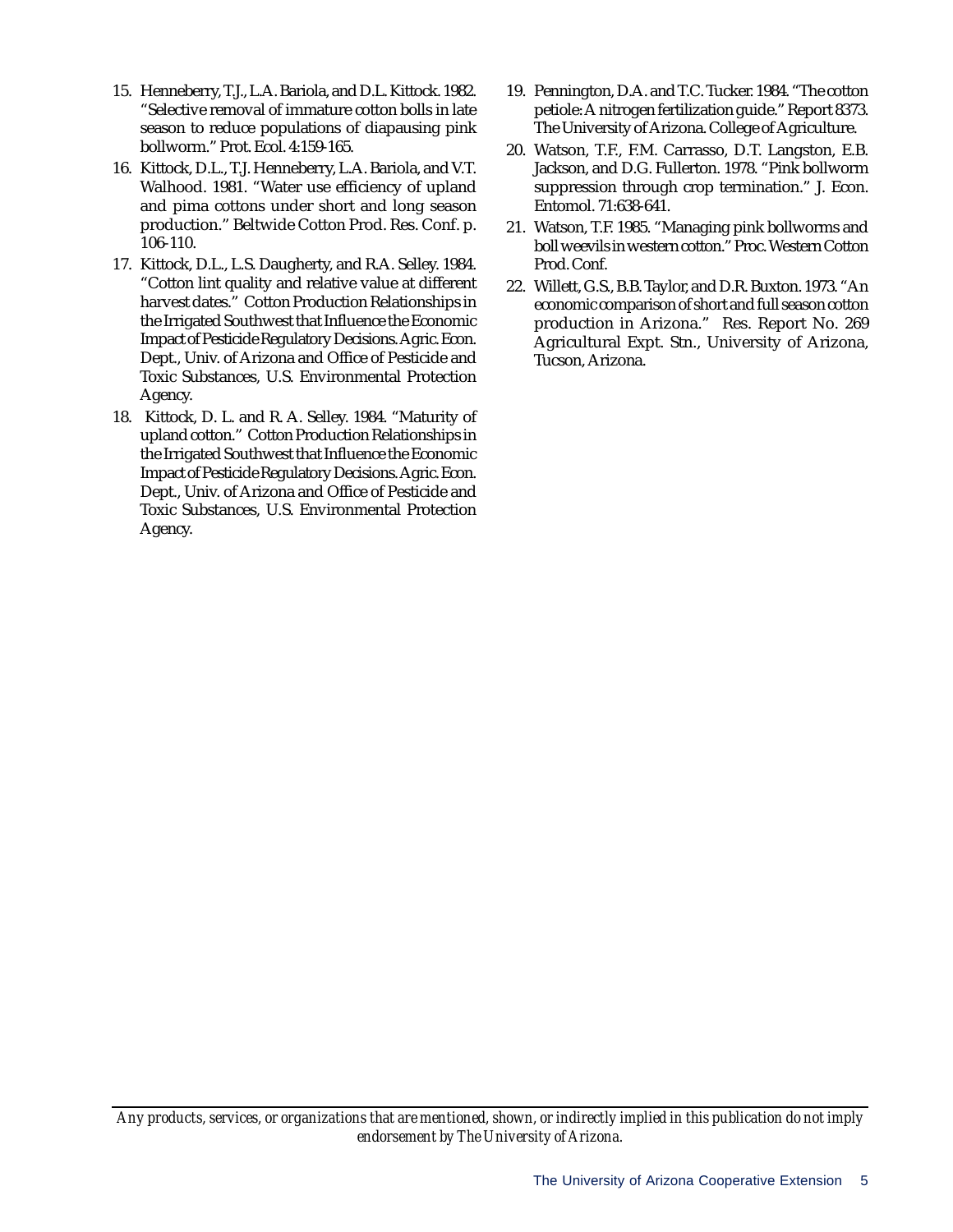15. Henneberry, T.J., L.A. Bariola, and D.L. Kittock. 1982. "Selective removal of immature cotton bolls in late season to reduce populations of diapausing pink bollworm." Prot. Ecol. 4:159-165.
16. Kittock, D.L., T.J. Henneberry, L.A. Bariola, and V.T. Walhood. 1981. "Water use efficiency of upland and pima cottons under short and long season production." Beltwide Cotton Prod. Res. Conf. p. 106-110.
17. Kittock, D.L., L.S. Daugherty, and R.A. Selley. 1984. "Cotton lint quality and relative value at different harvest dates." Cotton Production Relationships in the Irrigated Southwest that Influence the Economic Impact of Pesticide Regulatory Decisions. Agric. Econ. Dept., Univ. of Arizona and Office of Pesticide and Toxic Substances, U.S. Environmental Protection Agency.
18. Kittock, D. L. and R. A. Selley. 1984. "Maturity of upland cotton." Cotton Production Relationships in the Irrigated Southwest that Influence the Economic Impact of Pesticide Regulatory Decisions. Agric. Econ. Dept., Univ. of Arizona and Office of Pesticide and Toxic Substances, U.S. Environmental Protection Agency.
19. Pennington, D.A. and T.C. Tucker. 1984. "The cotton petiole: A nitrogen fertilization guide." Report 8373. The University of Arizona. College of Agriculture.
20. Watson, T.F., F.M. Carrasso, D.T. Langston, E.B. Jackson, and D.G. Fullerton. 1978. "Pink bollworm suppression through crop termination." J. Econ. Entomol. 71:638-641.
21. Watson, T.F. 1985. "Managing pink bollworms and boll weevils in western cotton." Proc. Western Cotton Prod. Conf.
22. Willett, G.S., B.B. Taylor, and D.R. Buxton. 1973. "An economic comparison of short and full season cotton production in Arizona." Res. Report No. 269 Agricultural Expt. Stn., University of Arizona, Tucson, Arizona.

---

*Any products, services, or organizations that are mentioned, shown, or indirectly implied in this publication do not imply endorsement by The University of Arizona.*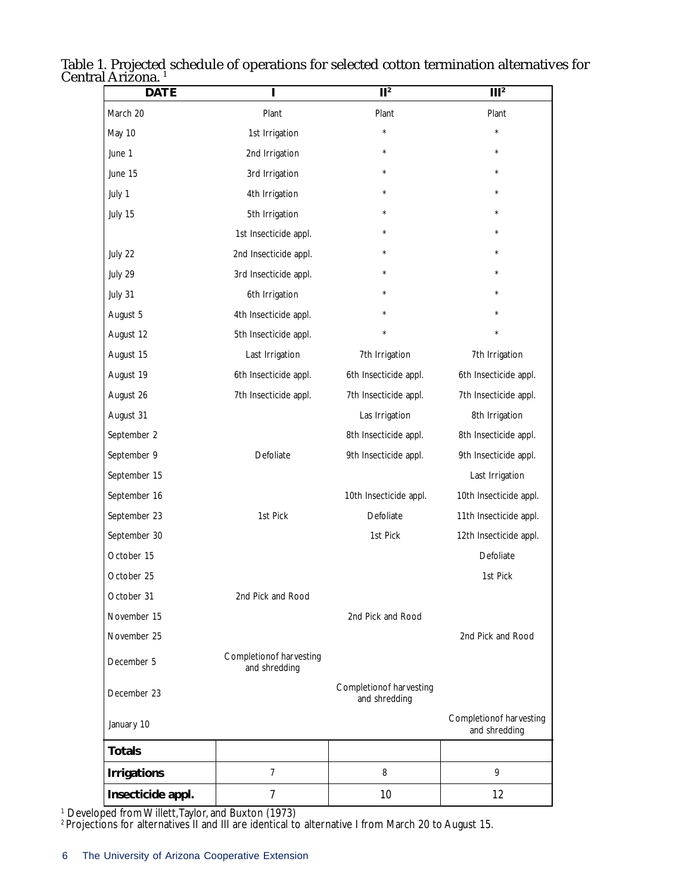Table 1. Projected schedule of operations for selected cotton termination alternatives for Central Arizona. [1]

| DATE | I | II[2] | III[2] |
|---|---|---|---|
| March 20 | Plant | Plant | Plant |
| May 10 | 1st Irrigation | * | * |
| June 1 | 2nd Irrigation | * | * |
| June 15 | 3rd Irrigation | * | * |
| July 1 | 4th Irrigation | * | * |
| July 15 | 5th Irrigation | * | * |
| | 1st Insecticide appl. | * | * |
| July 22 | 2nd Insecticide appl. | * | * |
| July 29 | 3rd Insecticide appl. | * | * |
| July 31 | 6th Irrigation | * | * |
| August 5 | 4th Insecticide appl. | * | * |
| August 12 | 5th Insecticide appl. | * | * |
| August 15 | Last Irrigation | 7th Irrigation | 7th Irrigation |
| August 19 | 6th Insecticide appl. | 6th Insecticide appl. | 6th Insecticide appl. |
| August 26 | 7th Insecticide appl. | 7th Insecticide appl. | 7th Insecticide appl. |
| August 31 | | Las Irrigation | 8th Irrigation |
| September 2 | | 8th Insecticide appl. | 8th Insecticide appl. |
| September 9 | Defoliate | 9th Insecticide appl. | 9th Insecticide appl. |
| September 15 | | | Last Irrigation |
| September 16 | | 10th Insecticide appl. | 10th Insecticide appl. |
| September 23 | 1st Pick | Defoliate | 11th Insecticide appl. |
| September 30 | | 1st Pick | 12th Insecticide appl. |
| October 15 | | | Defoliate |
| October 25 | | | 1st Pick |
| October 31 | 2nd Pick and Rood | | |
| November 15 | | 2nd Pick and Rood | |
| November 25 | | | 2nd Pick and Rood |
| December 5 | Completionof harvesting and shredding | | |
| December 23 | | Completionof harvesting and shredding | |
| January 10 | | | Completionof harvesting and shredding |
| **Totals** | | | |
| **Irrigations** | 7 | 8 | 9 |
| **Insecticide appl.** | 7 | 10 | 12 |

[1] Developed from Willett, Taylor, and Buxton (1973)

[2] Projections for alternatives II and III are identical to alternative I from March 20 to August 15.